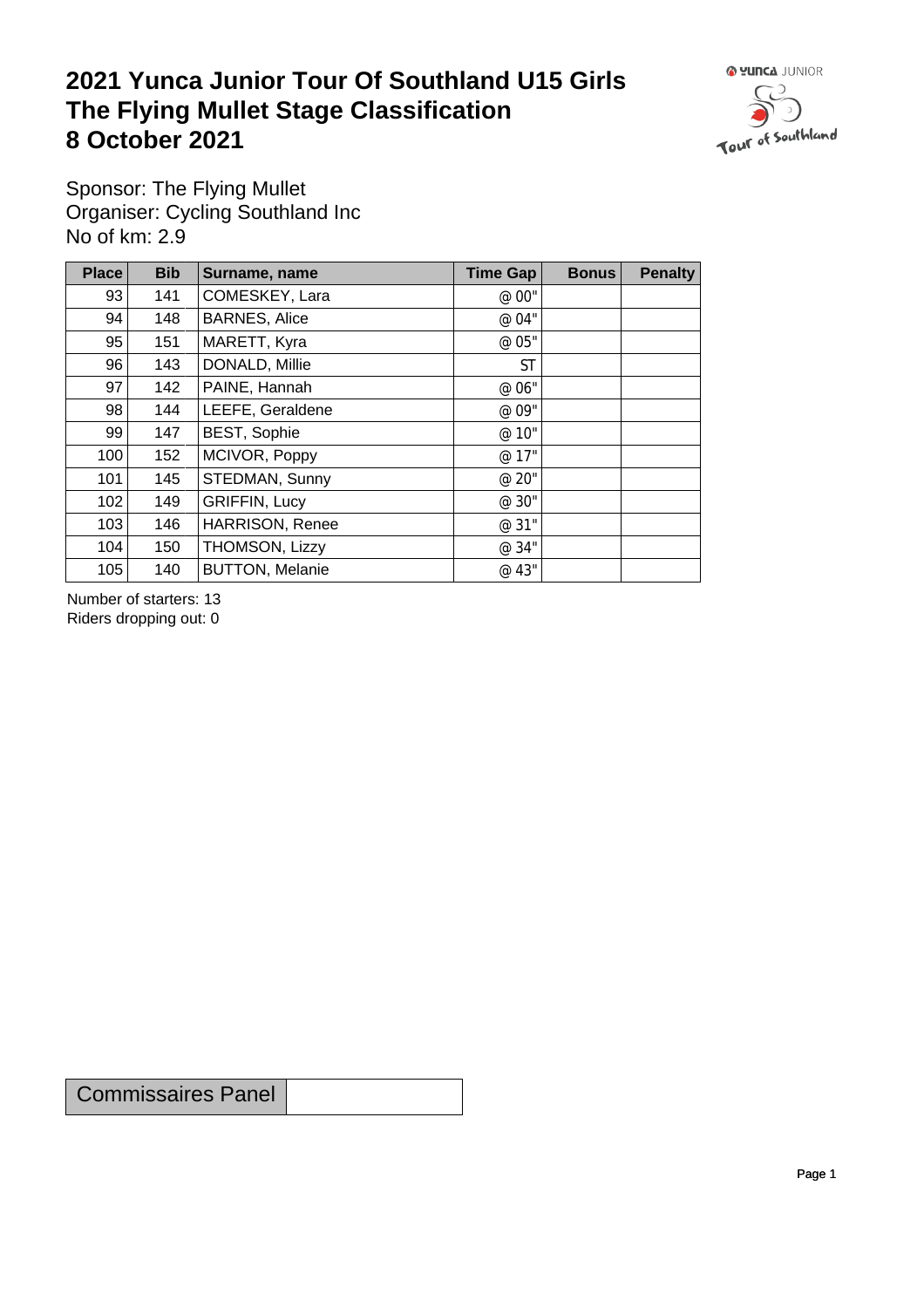# 2021 Yunca Junior Tour Of Southland U15 Girls
# The Flying Mullet Stage Classification
# 8 October 2021

Sponsor: The Flying Mullet
Organiser: Cycling Southland Inc
No of km: 2.9

| Place | Bib | Surname, name | Time Gap | Bonus | Penalty |
|---|---|---|---|---|---|
| 93 | 141 | COMESKEY, Lara | @ 00" | | |
| 94 | 148 | BARNES, Alice | @ 04" | | |
| 95 | 151 | MARETT, Kyra | @ 05" | | |
| 96 | 143 | DONALD, Millie | ST | | |
| 97 | 142 | PAINE, Hannah | @ 06" | | |
| 98 | 144 | LEEFE, Geraldene | @ 09" | | |
| 99 | 147 | BEST, Sophie | @ 10" | | |
| 100 | 152 | MCIVOR, Poppy | @ 17" | | |
| 101 | 145 | STEDMAN, Sunny | @ 20" | | |
| 102 | 149 | GRIFFIN, Lucy | @ 30" | | |
| 103 | 146 | HARRISON, Renee | @ 31" | | |
| 104 | 150 | THOMSON, Lizzy | @ 34" | | |
| 105 | 140 | BUTTON, Melanie | @ 43" | | |

Number of starters: 13
Riders dropping out: 0

| Commissaires Panel | |
|---|---|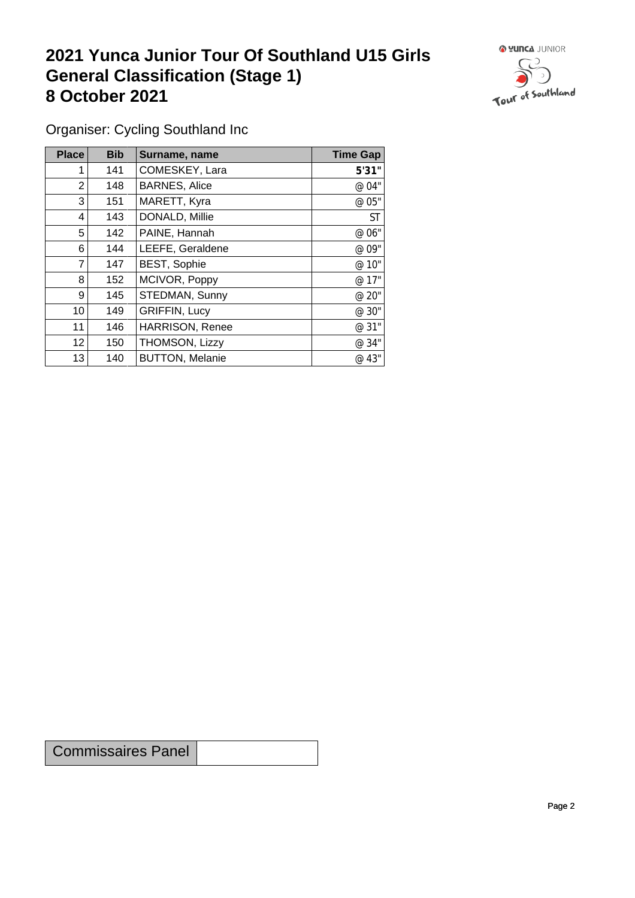# 2021 Yunca Junior Tour Of Southland U15 Girls
# General Classification (Stage 1)
# 8 October 2021

Organiser: Cycling Southland Inc

| Place | Bib | Surname, name | Time Gap |
|---|---|---|---|
| 1 | 141 | COMESKEY, Lara | **5'31"** |
| 2 | 148 | BARNES, Alice | @ 04" |
| 3 | 151 | MARETT, Kyra | @ 05" |
| 4 | 143 | DONALD, Millie | ST |
| 5 | 142 | PAINE, Hannah | @ 06" |
| 6 | 144 | LEEFE, Geraldene | @ 09" |
| 7 | 147 | BEST, Sophie | @ 10" |
| 8 | 152 | MCIVOR, Poppy | @ 17" |
| 9 | 145 | STEDMAN, Sunny | @ 20" |
| 10 | 149 | GRIFFIN, Lucy | @ 30" |
| 11 | 146 | HARRISON, Renee | @ 31" |
| 12 | 150 | THOMSON, Lizzy | @ 34" |
| 13 | 140 | BUTTON, Melanie | @ 43" |

| Commissaires Panel | |
|---|---|